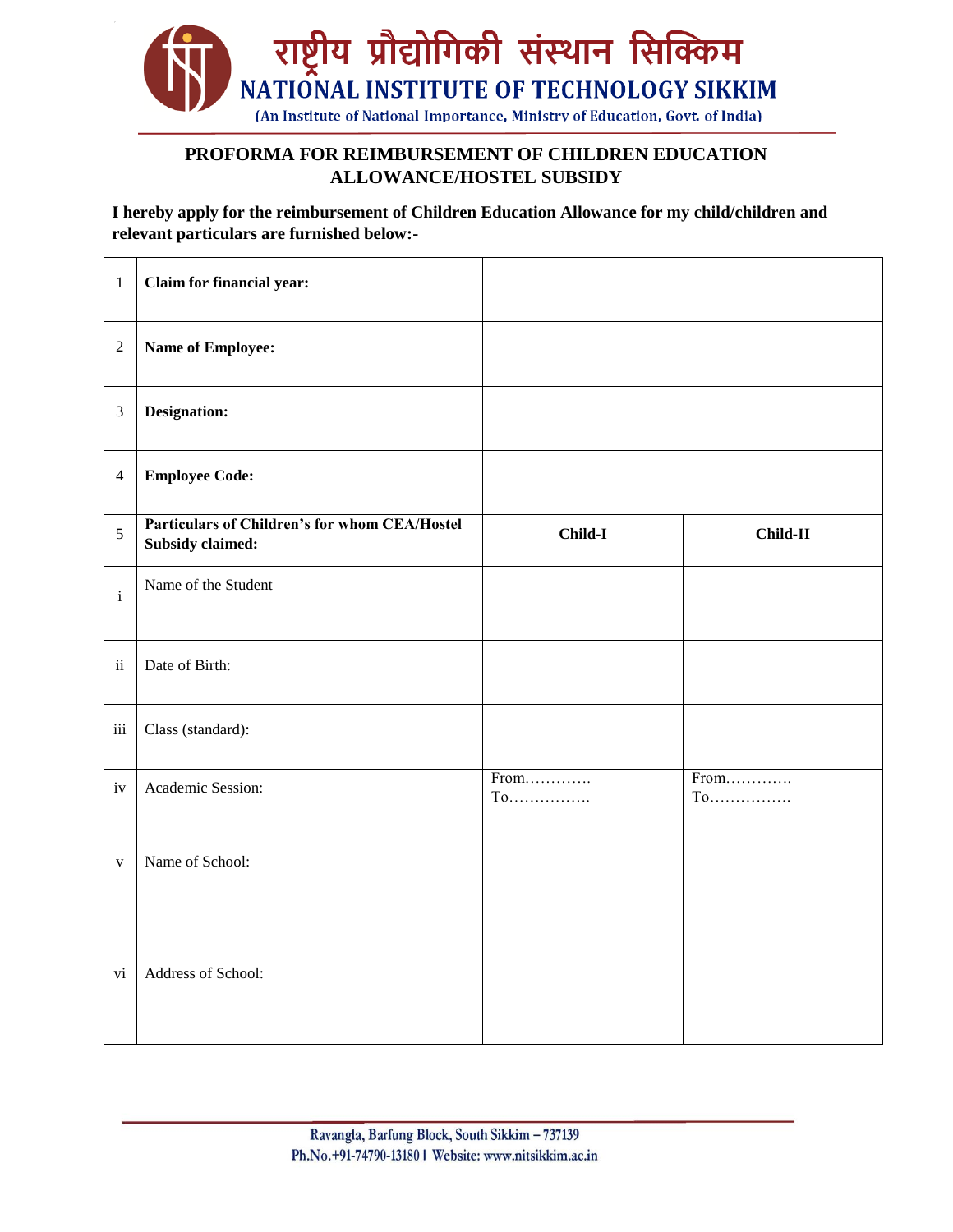# राष्ट्रीय प्रौद्योगिकी संस्थान सिक्किम

## NATIONAL INSTITUTE OF TECHNOLOGY SIKKIM

(An Institute of National Importance, Ministry of Education, Govt. of India)

## PROFORMA FOR REIMBURSEMENT OF CHILDREN EDUCATION ALLOWANCE/HOSTEL SUBSIDY

**I hereby apply for the reimbursement of Children Education Allowance for my child/children and relevant particulars are furnished below:-**

| | | | |
|---|---|---|---|
| 1 | **Claim for financial year:** | | |
| 2 | **Name of Employee:** | | |
| 3 | **Designation:** | | |
| 4 | **Employee Code:** | | |
| 5 | **Particulars of Children's for whom CEA/Hostel Subsidy claimed:** | **Child-I** | **Child-II** |
| i | Name of the Student | | |
| ii | Date of Birth: | | |
| iii | Class (standard): | | |
| iv | Academic Session: | From………… To……………. | From………… To……………. |
| v | Name of School: | | |
| vi | Address of School: | | |

Ravangla, Barfung Block, South Sikkim – 737139
Ph.No.+91-74790-13180 | Website: www.nitsikkim.ac.in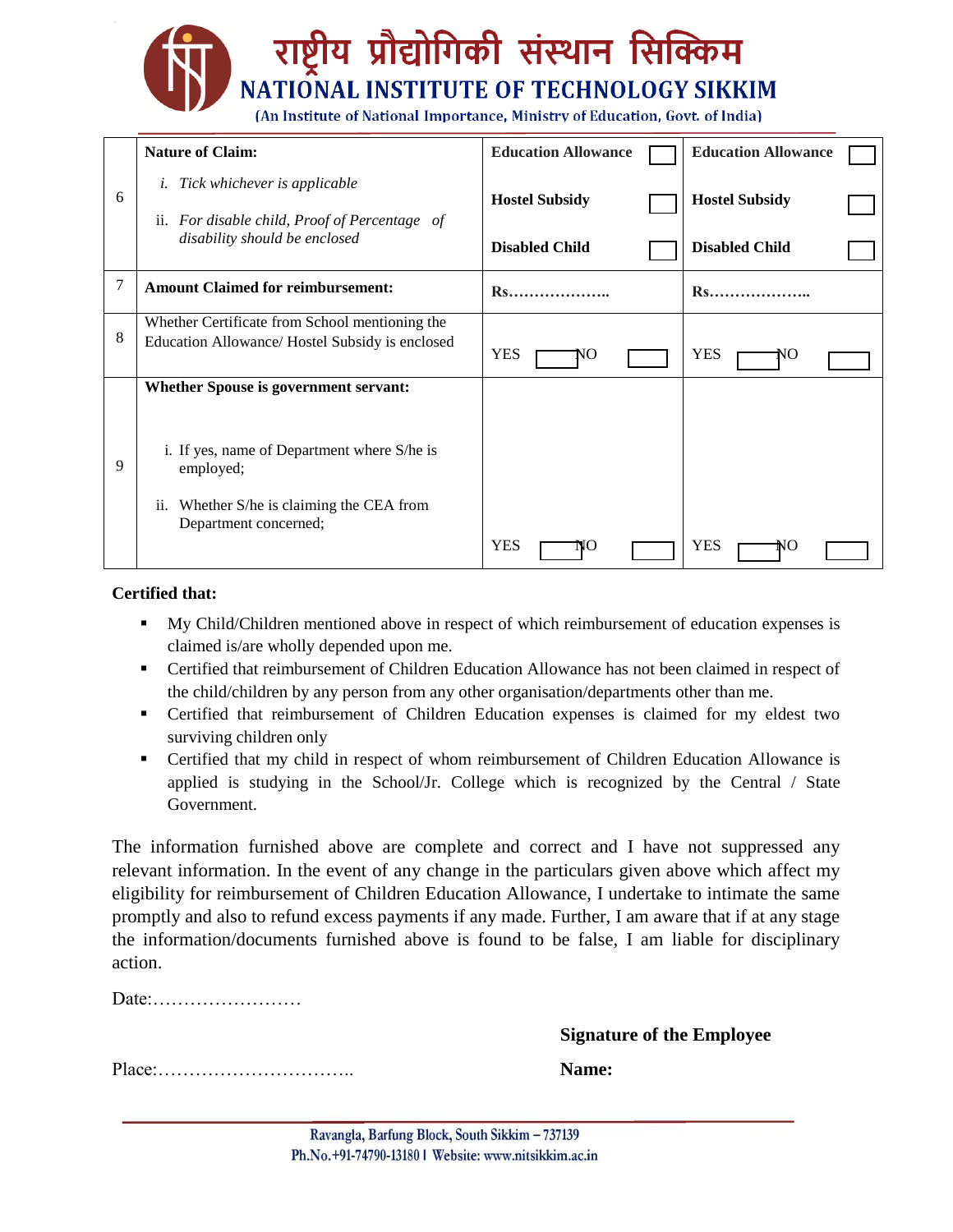| | | | |
|---|---|---|---|
| 6 | **Nature of Claim:**<br>*i. Tick whichever is applicable*<br>ii. *For disable child, Proof of Percentage of disability should be enclosed* | **Education Allowance** ☐<br>**Hostel Subsidy** ☐<br>**Disabled Child** ☐ | **Education Allowance** ☐<br>**Hostel Subsidy** ☐<br>**Disabled Child** ☐ |
| 7 | **Amount Claimed for reimbursement:** | **Rs………………..** | **Rs………………..** |
| 8 | Whether Certificate from School mentioning the Education Allowance/ Hostel Subsidy is enclosed | YES ☐ NO ☐ | YES ☐ NO ☐ |
| 9 | **Whether Spouse is government servant:**<br>i. If yes, name of Department where S/he is employed;<br>ii. Whether S/he is claiming the CEA from Department concerned; | YES ☐ NO ☐ | YES ☐ NO ☐ |

**Certified that:**

- My Child/Children mentioned above in respect of which reimbursement of education expenses is claimed is/are wholly depended upon me.
- Certified that reimbursement of Children Education Allowance has not been claimed in respect of the child/children by any person from any other organisation/departments other than me.
- Certified that reimbursement of Children Education expenses is claimed for my eldest two surviving children only
- Certified that my child in respect of whom reimbursement of Children Education Allowance is applied is studying in the School/Jr. College which is recognized by the Central / State Government.

The information furnished above are complete and correct and I have not suppressed any relevant information. In the event of any change in the particulars given above which affect my eligibility for reimbursement of Children Education Allowance, I undertake to intimate the same promptly and also to refund excess payments if any made. Further, I am aware that if at any stage the information/documents furnished above is found to be false, I am liable for disciplinary action.

Date:……………………

**Signature of the Employee**

Place:…………………………..

**Name:**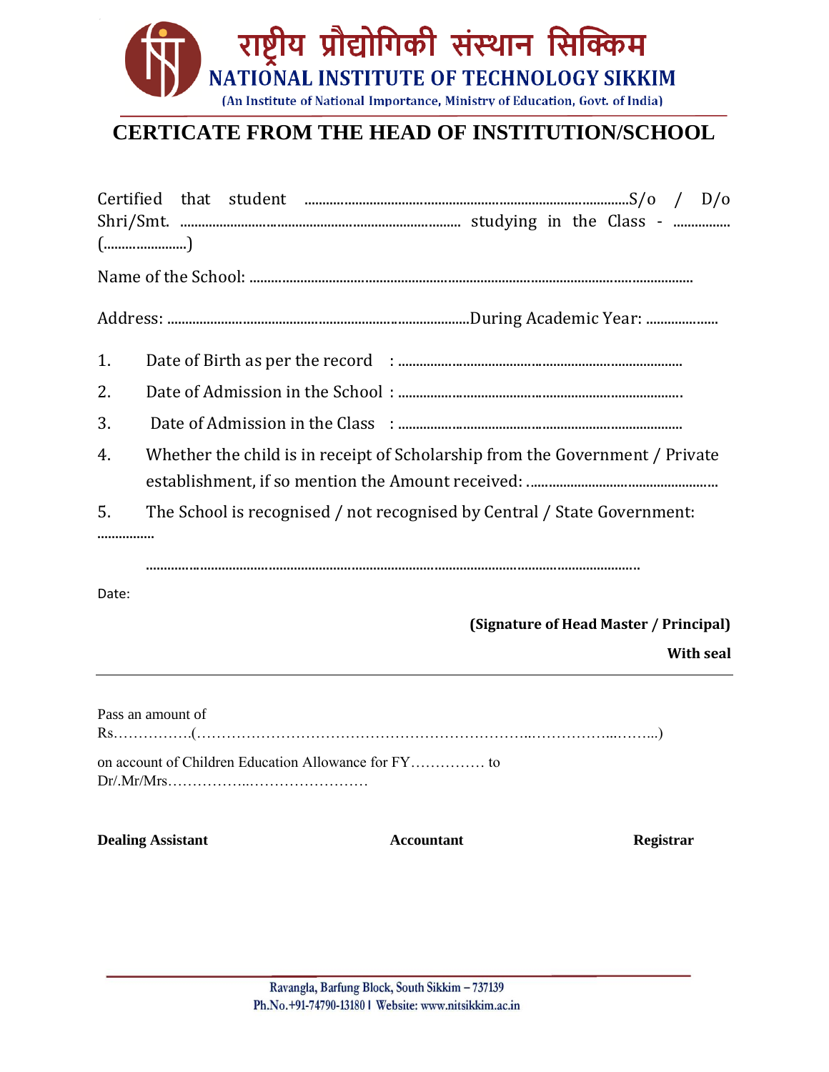राष्ट्रीय प्रौद्योगिकी संस्थान सिक्किम

**NATIONAL INSTITUTE OF TECHNOLOGY SIKKIM**

(An Institute of National Importance, Ministry of Education, Govt. of India)

# CERTICATE FROM THE HEAD OF INSTITUTION/SCHOOL

Certified that student ........................................................................................S/o / D/o Shri/Smt. .............................................................................. studying in the Class - ................ (.......................)

Name of the School: .......................................................................................................................

Address: ..................................................................................During Academic Year: ....................

1. Date of Birth as per the record : ..............................................................................
2. Date of Admission in the School : ..............................................................................
3. Date of Admission in the Class : ..............................................................................
4. Whether the child is in receipt of Scholarship from the Government / Private establishment, if so mention the Amount received: ....................................................
5. The School is recognised / not recognised by Central / State Government: ................

..............................................................................................................................

Date:

**(Signature of Head Master / Principal)**

**With seal**

---

Pass an amount of Rs…………….(………………………………………………………..……………...……...)

on account of Children Education Allowance for FY…………… to Dr/.Mr/Mrs……………..……………………

**Dealing Assistant** **Accountant** **Registrar**

Ravangla, Barfung Block, South Sikkim – 737139

Ph.No.+91-74790-13180 | Website: www.nitsikkim.ac.in